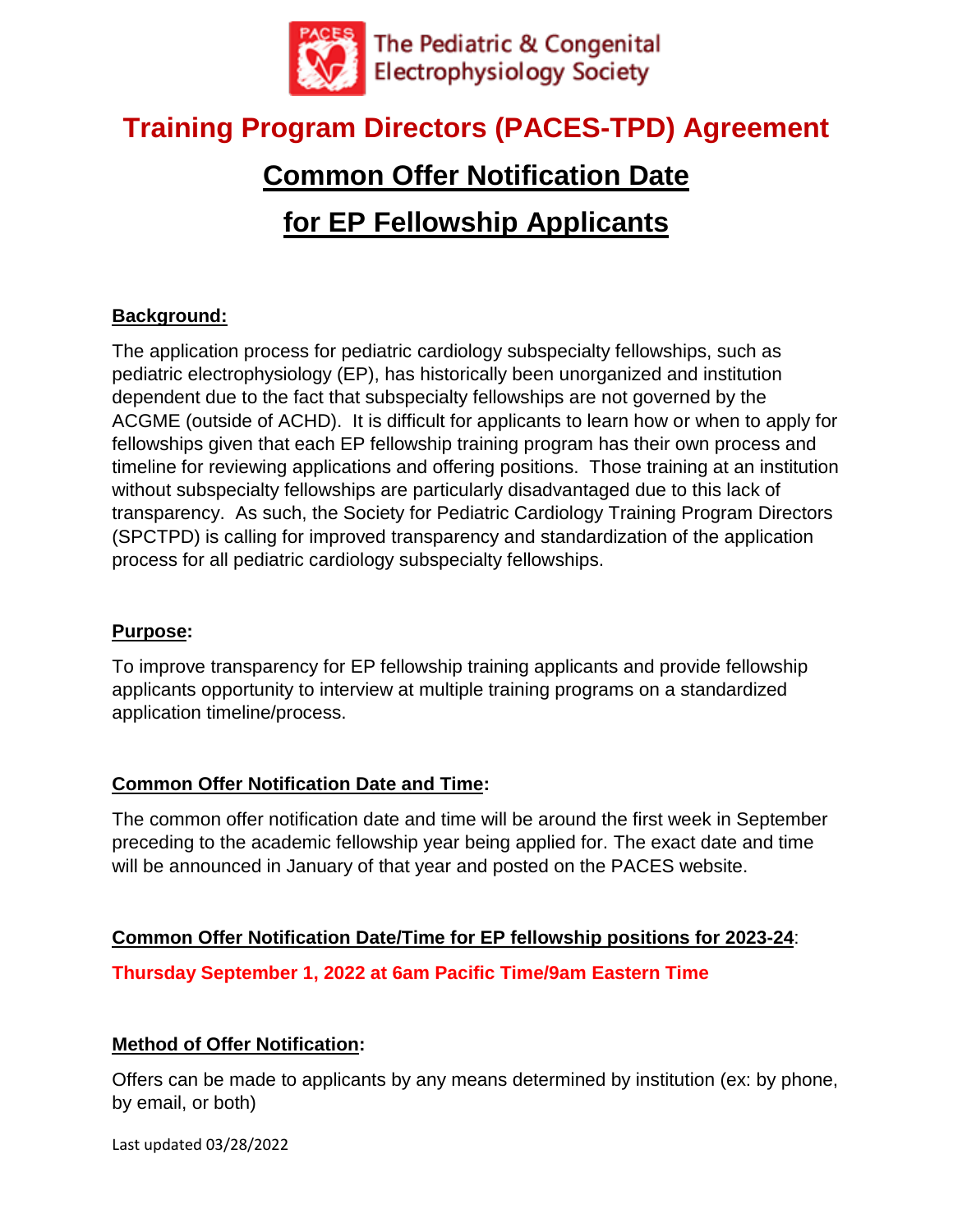The Pediatric & Congenital Electrophysiology Society

# Training Program Directors (PACES-TPD) Agreement

## Common Offer Notification Date for EP Fellowship Applicants

### Background:

The application process for pediatric cardiology subspecialty fellowships, such as pediatric electrophysiology (EP), has historically been unorganized and institution dependent due to the fact that subspecialty fellowships are not governed by the ACGME (outside of ACHD). It is difficult for applicants to learn how or when to apply for fellowships given that each EP fellowship training program has their own process and timeline for reviewing applications and offering positions. Those training at an institution without subspecialty fellowships are particularly disadvantaged due to this lack of transparency. As such, the Society for Pediatric Cardiology Training Program Directors (SPCTPD) is calling for improved transparency and standardization of the application process for all pediatric cardiology subspecialty fellowships.

### Purpose:

To improve transparency for EP fellowship training applicants and provide fellowship applicants opportunity to interview at multiple training programs on a standardized application timeline/process.

### Common Offer Notification Date and Time:

The common offer notification date and time will be around the first week in September preceding to the academic fellowship year being applied for. The exact date and time will be announced in January of that year and posted on the PACES website.

### Common Offer Notification Date/Time for EP fellowship positions for 2023-24:

**Thursday September 1, 2022 at 6am Pacific Time/9am Eastern Time**

### Method of Offer Notification:

Offers can be made to applicants by any means determined by institution (ex: by phone, by email, or both)

Last updated 03/28/2022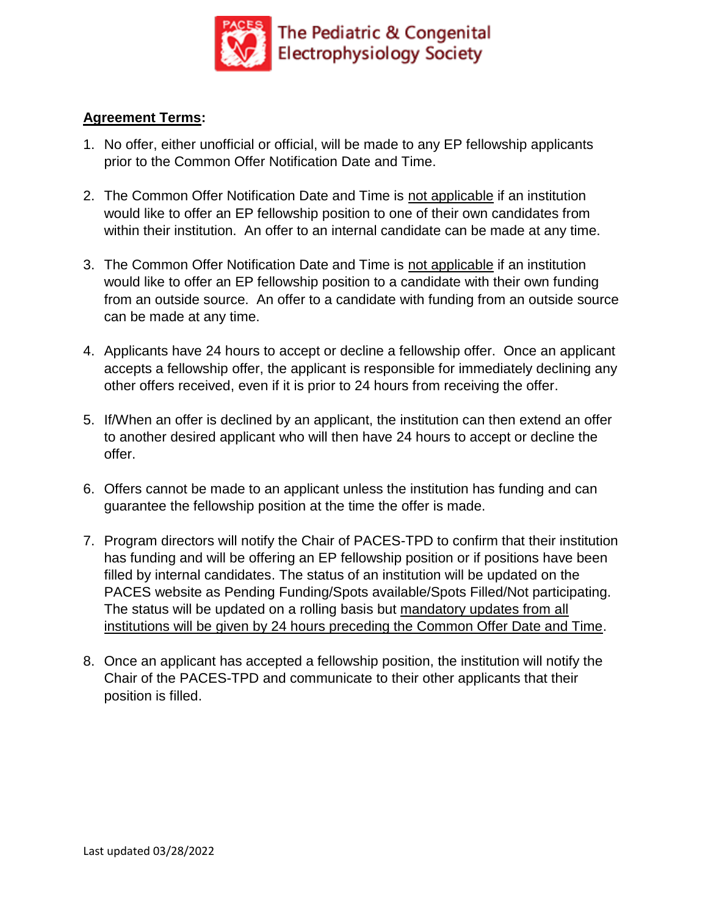**Agreement Terms**:

1. No offer, either unofficial or official, will be made to any EP fellowship applicants prior to the Common Offer Notification Date and Time.

2. The Common Offer Notification Date and Time is not applicable if an institution would like to offer an EP fellowship position to one of their own candidates from within their institution. An offer to an internal candidate can be made at any time.

3. The Common Offer Notification Date and Time is not applicable if an institution would like to offer an EP fellowship position to a candidate with their own funding from an outside source. An offer to a candidate with funding from an outside source can be made at any time.

4. Applicants have 24 hours to accept or decline a fellowship offer. Once an applicant accepts a fellowship offer, the applicant is responsible for immediately declining any other offers received, even if it is prior to 24 hours from receiving the offer.

5. If/When an offer is declined by an applicant, the institution can then extend an offer to another desired applicant who will then have 24 hours to accept or decline the offer.

6. Offers cannot be made to an applicant unless the institution has funding and can guarantee the fellowship position at the time the offer is made.

7. Program directors will notify the Chair of PACES-TPD to confirm that their institution has funding and will be offering an EP fellowship position or if positions have been filled by internal candidates. The status of an institution will be updated on the PACES website as Pending Funding/Spots available/Spots Filled/Not participating. The status will be updated on a rolling basis but mandatory updates from all institutions will be given by 24 hours preceding the Common Offer Date and Time.

8. Once an applicant has accepted a fellowship position, the institution will notify the Chair of the PACES-TPD and communicate to their other applicants that their position is filled.

Last updated 03/28/2022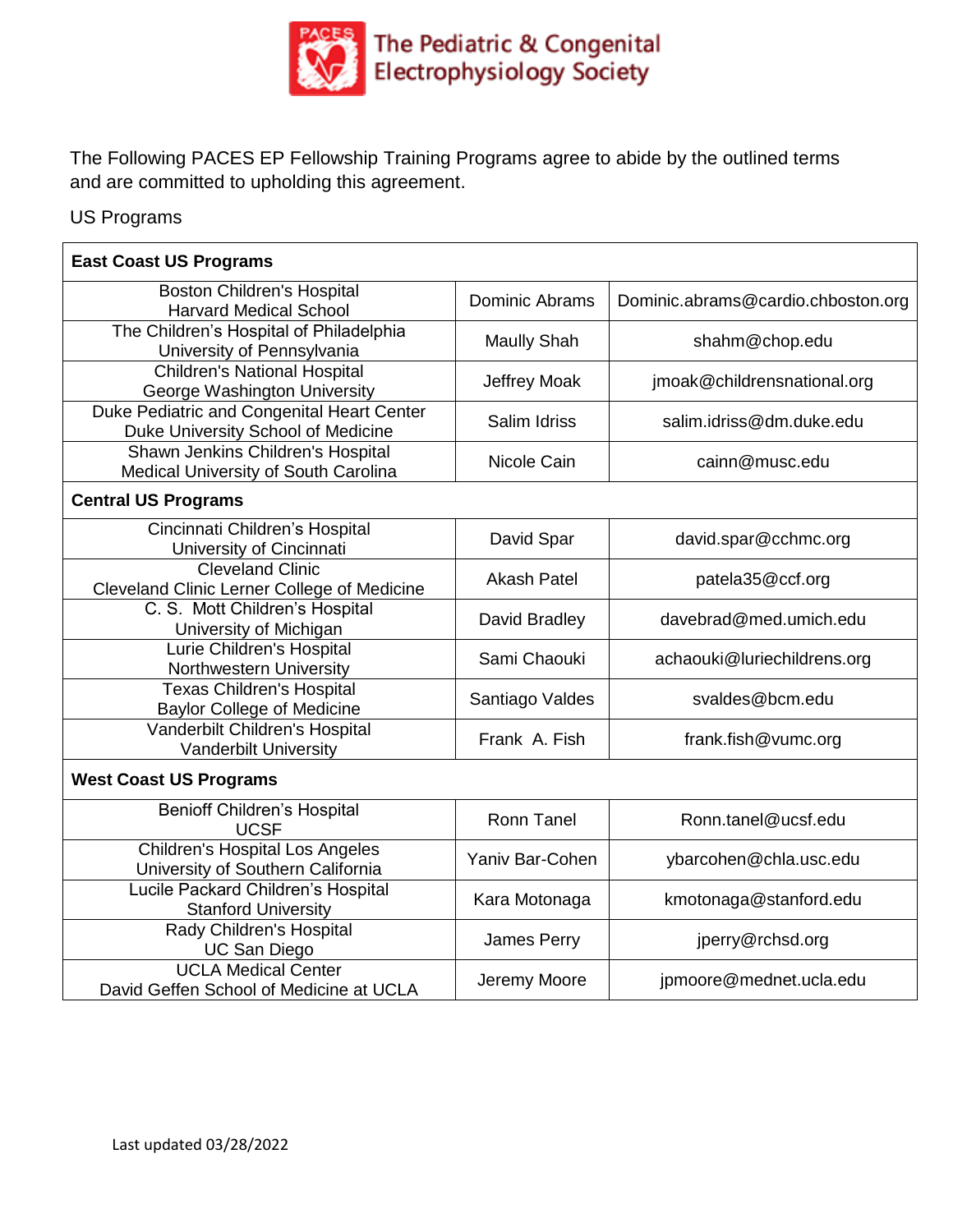The Pediatric & Congenital Electrophysiology Society

The Following PACES EP Fellowship Training Programs agree to abide by the outlined terms and are committed to upholding this agreement.

US Programs

| **East Coast US Programs** | | |
|---|---|---|
| Boston Children's Hospital<br>Harvard Medical School | Dominic Abrams | Dominic.abrams@cardio.chboston.org |
| The Children's Hospital of Philadelphia<br>University of Pennsylvania | Maully Shah | shahm@chop.edu |
| Children's National Hospital<br>George Washington University | Jeffrey Moak | jmoak@childrensnational.org |
| Duke Pediatric and Congenital Heart Center<br>Duke University School of Medicine | Salim Idriss | salim.idriss@dm.duke.edu |
| Shawn Jenkins Children's Hospital<br>Medical University of South Carolina | Nicole Cain | cainn@musc.edu |
| **Central US Programs** | | |
| Cincinnati Children's Hospital<br>University of Cincinnati | David Spar | david.spar@cchmc.org |
| Cleveland Clinic<br>Cleveland Clinic Lerner College of Medicine | Akash Patel | patela35@ccf.org |
| C. S. Mott Children's Hospital<br>University of Michigan | David Bradley | davebrad@med.umich.edu |
| Lurie Children's Hospital<br>Northwestern University | Sami Chaouki | achaouki@luriechildrens.org |
| Texas Children's Hospital<br>Baylor College of Medicine | Santiago Valdes | svaldes@bcm.edu |
| Vanderbilt Children's Hospital<br>Vanderbilt University | Frank A. Fish | frank.fish@vumc.org |
| **West Coast US Programs** | | |
| Benioff Children's Hospital<br>UCSF | Ronn Tanel | Ronn.tanel@ucsf.edu |
| Children's Hospital Los Angeles<br>University of Southern California | Yaniv Bar-Cohen | ybarcohen@chla.usc.edu |
| Lucile Packard Children's Hospital<br>Stanford University | Kara Motonaga | kmotonaga@stanford.edu |
| Rady Children's Hospital<br>UC San Diego | James Perry | jperry@rchsd.org |
| UCLA Medical Center<br>David Geffen School of Medicine at UCLA | Jeremy Moore | jpmoore@mednet.ucla.edu |

Last updated 03/28/2022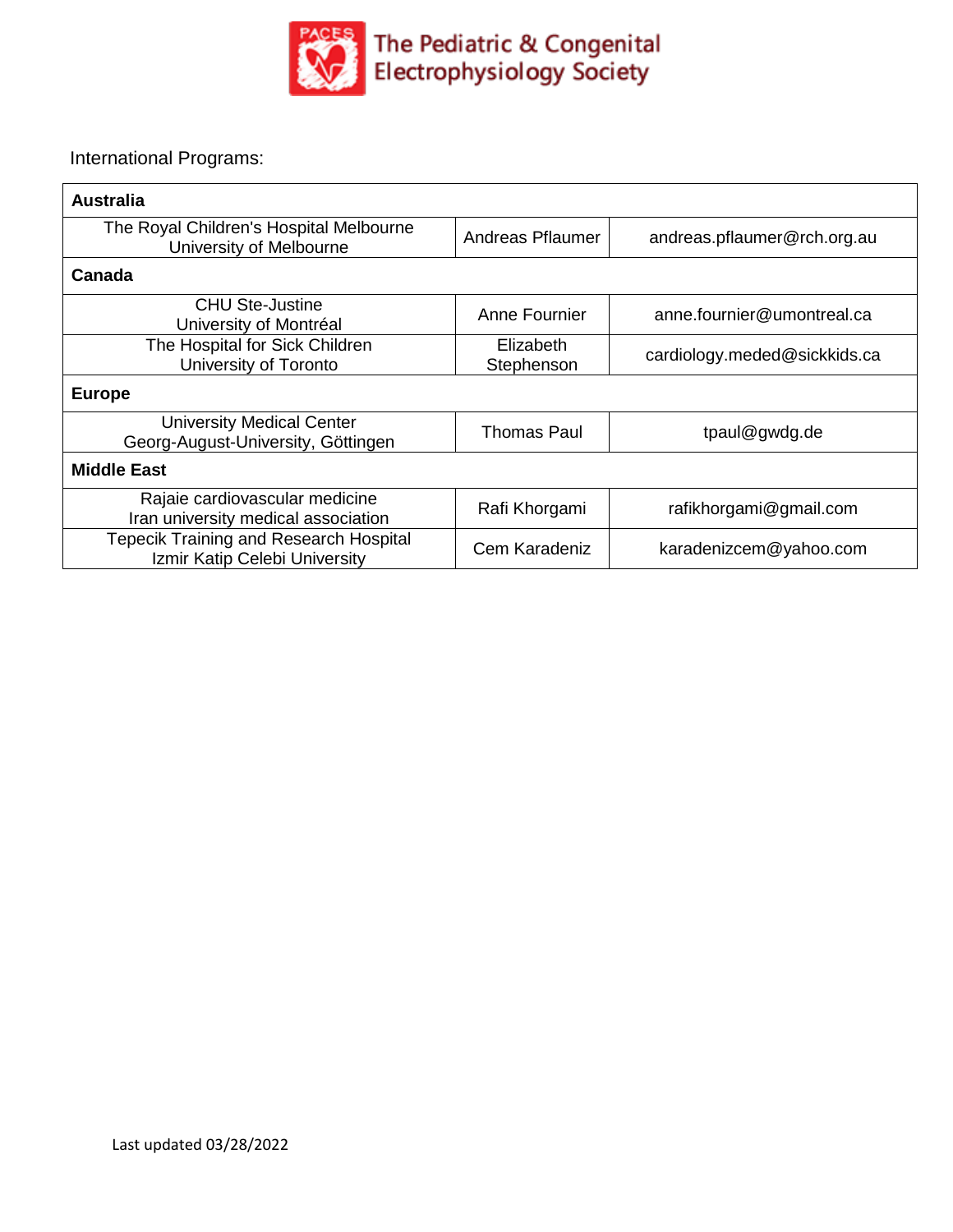The Pediatric & Congenital Electrophysiology Society

International Programs:

| | | |
|---|---|---|
| **Australia** | | |
| The Royal Children's Hospital Melbourne<br>University of Melbourne | Andreas Pflaumer | andreas.pflaumer@rch.org.au |
| **Canada** | | |
| CHU Ste-Justine<br>University of Montréal | Anne Fournier | anne.fournier@umontreal.ca |
| The Hospital for Sick Children<br>University of Toronto | Elizabeth Stephenson | cardiology.meded@sickkids.ca |
| **Europe** | | |
| University Medical Center<br>Georg-August-University, Göttingen | Thomas Paul | tpaul@gwdg.de |
| **Middle East** | | |
| Rajaie cardiovascular medicine<br>Iran university medical association | Rafi Khorgami | rafikhorgami@gmail.com |
| Tepecik Training and Research Hospital<br>Izmir Katip Celebi University | Cem Karadeniz | karadenizcem@yahoo.com |

Last updated 03/28/2022